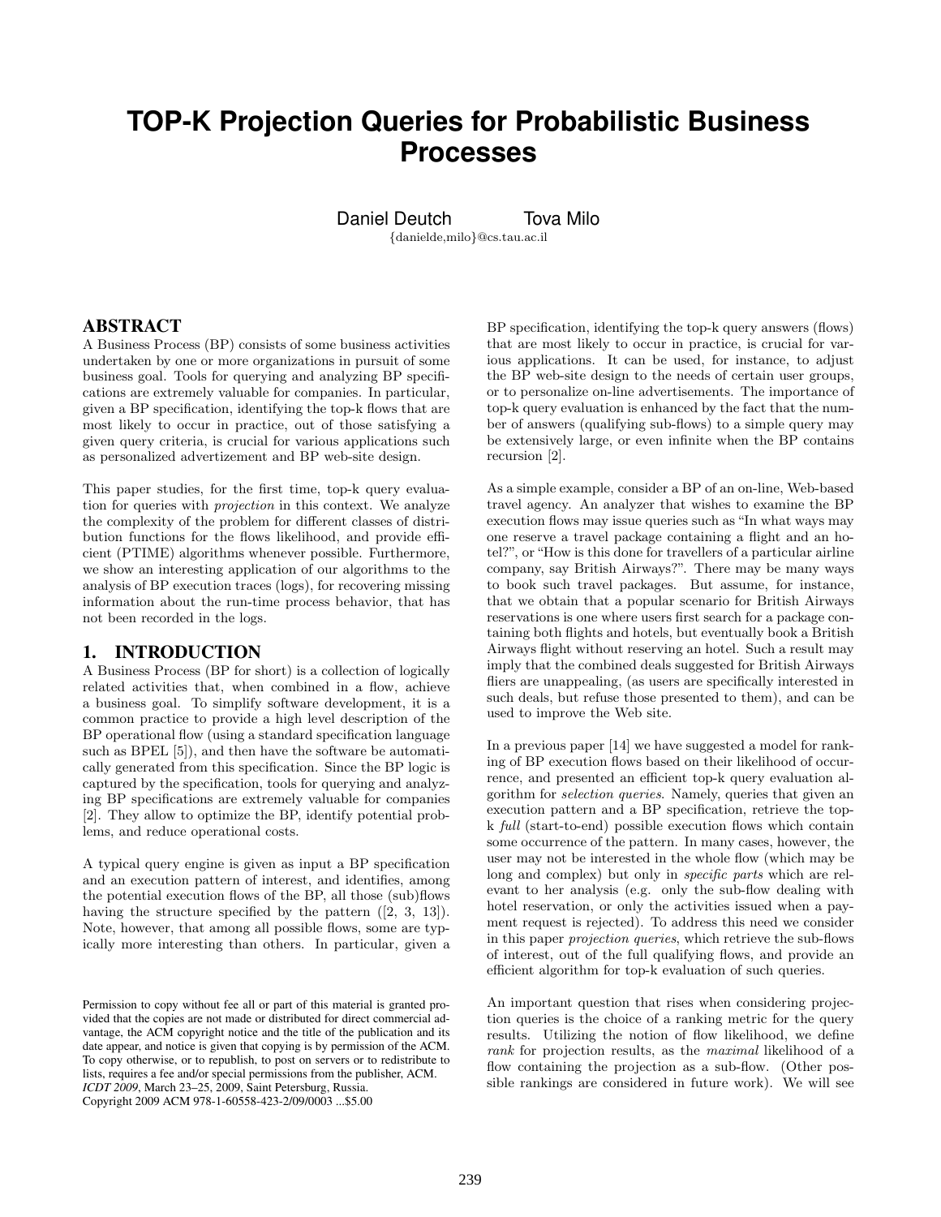# TOP-K Projection Queries for Probabilistic Business Processes

Daniel Deutch Tova Milo

{danielde,milo}@cs.tau.ac.il

## ABSTRACT

A Business Process (BP) consists of some business activities undertaken by one or more organizations in pursuit of some business goal. Tools for querying and analyzing BP specifications are extremely valuable for companies. In particular, given a BP specification, identifying the top-k flows that are most likely to occur in practice, out of those satisfying a given query criteria, is crucial for various applications such as personalized advertizement and BP web-site design.

This paper studies, for the first time, top-k query evaluation for queries with *projection* in this context. We analyze the complexity of the problem for different classes of distribution functions for the flows likelihood, and provide efficient (PTIME) algorithms whenever possible. Furthermore, we show an interesting application of our algorithms to the analysis of BP execution traces (logs), for recovering missing information about the run-time process behavior, that has not been recorded in the logs.

## 1. INTRODUCTION

A Business Process (BP for short) is a collection of logically related activities that, when combined in a flow, achieve a business goal. To simplify software development, it is a common practice to provide a high level description of the BP operational flow (using a standard specification language such as BPEL [5]), and then have the software be automatically generated from this specification. Since the BP logic is captured by the specification, tools for querying and analyzing BP specifications are extremely valuable for companies [2]. They allow to optimize the BP, identify potential problems, and reduce operational costs.

A typical query engine is given as input a BP specification and an execution pattern of interest, and identifies, among the potential execution flows of the BP, all those (sub)flows having the structure specified by the pattern ([2, 3, 13]). Note, however, that among all possible flows, some are typically more interesting than others. In particular, given a BP specification, identifying the top-k query answers (flows) that are most likely to occur in practice, is crucial for various applications. It can be used, for instance, to adjust the BP web-site design to the needs of certain user groups, or to personalize on-line advertisements. The importance of top-k query evaluation is enhanced by the fact that the number of answers (qualifying sub-flows) to a simple query may be extensively large, or even infinite when the BP contains recursion [2].

As a simple example, consider a BP of an on-line, Web-based travel agency. An analyzer that wishes to examine the BP execution flows may issue queries such as "In what ways may one reserve a travel package containing a flight and an hotel?", or "How is this done for travellers of a particular airline company, say British Airways?". There may be many ways to book such travel packages. But assume, for instance, that we obtain that a popular scenario for British Airways reservations is one where users first search for a package containing both flights and hotels, but eventually book a British Airways flight without reserving an hotel. Such a result may imply that the combined deals suggested for British Airways fliers are unappealing, (as users are specifically interested in such deals, but refuse those presented to them), and can be used to improve the Web site.

In a previous paper [14] we have suggested a model for ranking of BP execution flows based on their likelihood of occurrence, and presented an efficient top-k query evaluation algorithm for *selection queries*. Namely, queries that given an execution pattern and a BP specification, retrieve the top-k *full* (start-to-end) possible execution flows which contain some occurrence of the pattern. In many cases, however, the user may not be interested in the whole flow (which may be long and complex) but only in *specific parts* which are relevant to her analysis (e.g. only the sub-flow dealing with hotel reservation, or only the activities issued when a payment request is rejected). To address this need we consider in this paper *projection queries*, which retrieve the sub-flows of interest, out of the full qualifying flows, and provide an efficient algorithm for top-k evaluation of such queries.

An important question that rises when considering projection queries is the choice of a ranking metric for the query results. Utilizing the notion of flow likelihood, we define *rank* for projection results, as the *maximal* likelihood of a flow containing the projection as a sub-flow. (Other possible rankings are considered in future work). We will see

Permission to copy without fee all or part of this material is granted provided that the copies are not made or distributed for direct commercial advantage, the ACM copyright notice and the title of the publication and its date appear, and notice is given that copying is by permission of the ACM. To copy otherwise, or to republish, to post on servers or to redistribute to lists, requires a fee and/or special permissions from the publisher, ACM.
*ICDT 2009*, March 23–25, 2009, Saint Petersburg, Russia.
Copyright 2009 ACM 978-1-60558-423-2/09/0003 ...$5.00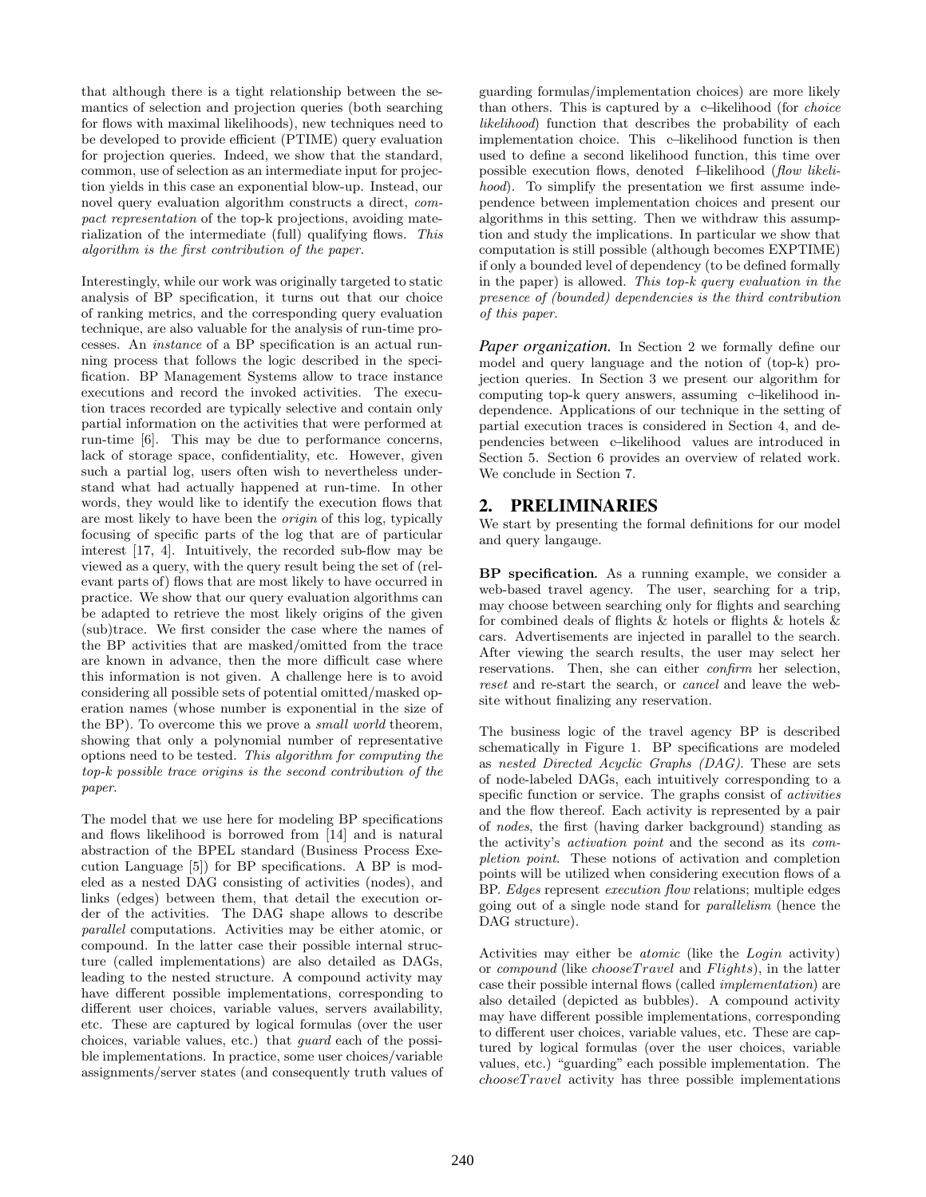that although there is a tight relationship between the semantics of selection and projection queries (both searching for flows with maximal likelihoods), new techniques need to be developed to provide efficient (PTIME) query evaluation for projection queries. Indeed, we show that the standard, common, use of selection as an intermediate input for projection yields in this case an exponential blow-up. Instead, our novel query evaluation algorithm constructs a direct, *compact representation* of the top-k projections, avoiding materialization of the intermediate (full) qualifying flows. *This algorithm is the first contribution of the paper.*

Interestingly, while our work was originally targeted to static analysis of BP specification, it turns out that our choice of ranking metrics, and the corresponding query evaluation technique, are also valuable for the analysis of run-time processes. An *instance* of a BP specification is an actual running process that follows the logic described in the specification. BP Management Systems allow to trace instance executions and record the invoked activities. The execution traces recorded are typically selective and contain only partial information on the activities that were performed at run-time [6]. This may be due to performance concerns, lack of storage space, confidentiality, etc. However, given such a partial log, users often wish to nevertheless understand what had actually happened at run-time. In other words, they would like to identify the execution flows that are most likely to have been the *origin* of this log, typically focusing of specific parts of the log that are of particular interest [17, 4]. Intuitively, the recorded sub-flow may be viewed as a query, with the query result being the set of (relevant parts of) flows that are most likely to have occurred in practice. We show that our query evaluation algorithms can be adapted to retrieve the most likely origins of the given (sub)trace. We first consider the case where the names of the BP activities that are masked/omitted from the trace are known in advance, then the more difficult case where this information is not given. A challenge here is to avoid considering all possible sets of potential omitted/masked operation names (whose number is exponential in the size of the BP). To overcome this we prove a *small world* theorem, showing that only a polynomial number of representative options need to be tested. *This algorithm for computing the top-k possible trace origins is the second contribution of the paper.*

The model that we use here for modeling BP specifications and flows likelihood is borrowed from [14] and is natural abstraction of the BPEL standard (Business Process Execution Language [5]) for BP specifications. A BP is modeled as a nested DAG consisting of activities (nodes), and links (edges) between them, that detail the execution order of the activities. The DAG shape allows to describe *parallel* computations. Activities may be either atomic, or compound. In the latter case their possible internal structure (called implementations) are also detailed as DAGs, leading to the nested structure. A compound activity may have different possible implementations, corresponding to different user choices, variable values, servers availability, etc. These are captured by logical formulas (over the user choices, variable values, etc.) that *guard* each of the possible implementations. In practice, some user choices/variable assignments/server states (and consequently truth values of guarding formulas/implementation choices) are more likely than others. This is captured by a c–likelihood (for *choice likelihood*) function that describes the probability of each implementation choice. This c–likelihood function is then used to define a second likelihood function, this time over possible execution flows, denoted f–likelihood (*flow likelihood*). To simplify the presentation we first assume independence between implementation choices and present our algorithms in this setting. Then we withdraw this assumption and study the implications. In particular we show that computation is still possible (although becomes EXPTIME) if only a bounded level of dependency (to be defined formally in the paper) is allowed. *This top-k query evaluation in the presence of (bounded) dependencies is the third contribution of this paper.*

***Paper organization.*** In Section 2 we formally define our model and query language and the notion of (top-k) projection queries. In Section 3 we present our algorithm for computing top-k query answers, assuming c–likelihood independence. Applications of our technique in the setting of partial execution traces is considered in Section 4, and dependencies between c–likelihood values are introduced in Section 5. Section 6 provides an overview of related work. We conclude in Section 7.

## 2. PRELIMINARIES

We start by presenting the formal definitions for our model and query langauge.

**BP specification.** As a running example, we consider a web-based travel agency. The user, searching for a trip, may choose between searching only for flights and searching for combined deals of flights & hotels or flights & hotels & cars. Advertisements are injected in parallel to the search. After viewing the search results, the user may select her reservations. Then, she can either *confirm* her selection, *reset* and re-start the search, or *cancel* and leave the website without finalizing any reservation.

The business logic of the travel agency BP is described schematically in Figure 1. BP specifications are modeled as *nested Directed Acyclic Graphs (DAG)*. These are sets of node-labeled DAGs, each intuitively corresponding to a specific function or service. The graphs consist of *activities* and the flow thereof. Each activity is represented by a pair of *nodes*, the first (having darker background) standing as the activity's *activation point* and the second as its *completion point*. These notions of activation and completion points will be utilized when considering execution flows of a BP. *Edges* represent *execution flow* relations; multiple edges going out of a single node stand for *parallelism* (hence the DAG structure).

Activities may either be *atomic* (like the *Login* activity) or *compound* (like $chooseTravel$ and $Flights$), in the latter case their possible internal flows (called *implementation*) are also detailed (depicted as bubbles). A compound activity may have different possible implementations, corresponding to different user choices, variable values, etc. These are captured by logical formulas (over the user choices, variable values, etc.) "guarding" each possible implementation. The $chooseTravel$ activity has three possible implementations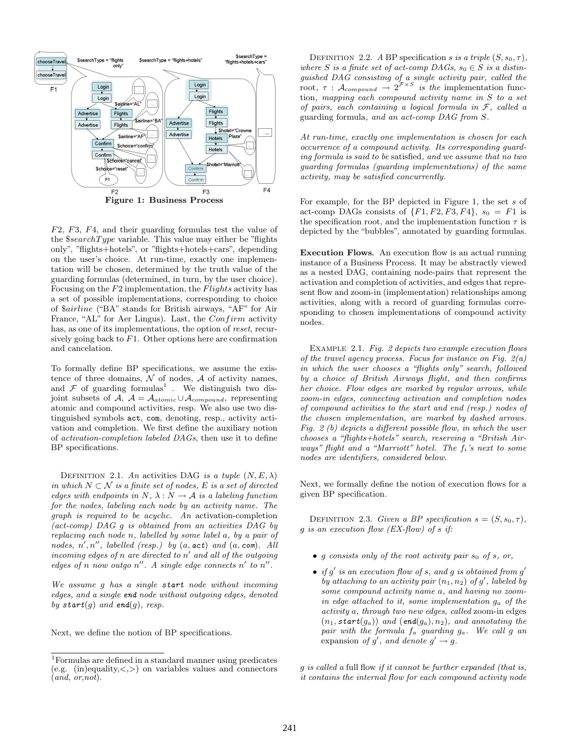Figure 1: Business Process

$F2$, $F3$, $F4$, and their guarding formulas test the value of the $\$searchType$ variable. This value may either be "flights only", "flights+hotels", or "flights+hotels+cars", depending on the user's choice. At run-time, exactly one implementation will be chosen, determined by the truth value of the guarding formulas (determined, in turn, by the user choice). Focusing on the $F2$ implementation, the $Flights$ activity has a set of possible implementations, corresponding to choice of $\$airline$ ("BA" stands for British airways, "AF" for Air France, "AL" for Aer Lingus). Last, the $Confirm$ activity has, as one of its implementations, the option of *reset*, recursively going back to $F1$. Other options here are confirmation and cancelation.

To formally define BP specifications, we assume the existence of three domains, $\mathcal{N}$ of nodes, $\mathcal{A}$ of activity names, and $\mathcal{F}$ of guarding formulas[1]. We distinguish two disjoint subsets of $\mathcal{A}$, $\mathcal{A} = \mathcal{A}_{atomic} \cup \mathcal{A}_{compound}$, representing atomic and compound activities, resp. We also use two distinguished symbols `act`, `com`, denoting, resp., activity activation and completion. We first define the auxiliary notion of *activation-completion labeled DAGs*, then use it to define BP specifications.

Definition 2.1. *An* activities DAG *is a tuple $(N, E, \lambda)$ in which $N \subset \mathcal{N}$ is a finite set of nodes, $E$ is a set of directed edges with endpoints in $N$, $\lambda : N \rightarrow \mathcal{A}$ is a labeling function for the nodes, labeling each node by an activity name. The graph is required to be acyclic. An* activation-completion (act-comp) DAG *$g$ is obtained from an activities DAG by replacing each node $n$, labelled by some label $a$, by a pair of nodes, $n', n''$, labelled (resp.) by $(a, \texttt{act})$ and $(a, \texttt{com})$. All incoming edges of $n$ are directed to $n'$ and all of the outgoing edges of $n$ now outgo $n''$. A single edge connects $n'$ to $n''$.*

*We assume $g$ has a single* **start** *node without incoming edges, and a single* **end** *node without outgoing edges, denoted by* **start**$(g)$ *and* **end**$(g)$*, resp.*

Next, we define the notion of BP specifications.

Definition 2.2. *A* BP specification *$s$ is a triple $(S, s_0, \tau)$, where $S$ is a finite set of act-comp DAGs, $s_0 \in S$ is a distinguished DAG consisting of a single activity pair, called the* root*, $\tau : \mathcal{A}_{compound} \rightarrow 2^{\mathcal{F} \times S}$ is the* implementation function*, mapping each compound activity name in $S$ to a set of pairs, each containing a logical formula in $\mathcal{F}$, called a* guarding formula*, and an act-comp DAG from $S$.*

*At run-time, exactly one implementation is chosen for each occurrence of a compound activity. Its corresponding guarding formula is said to be* satisfied*, and we assume that no two guarding formulas (guarding implementations) of the same activity, may be satisfied concurrently.*

For example, for the BP depicted in Figure 1, the set $s$ of act-comp DAGs consists of $\{F1, F2, F3, F4\}$, $s_0 = F1$ is the specification root, and the implementation function $\tau$ is depicted by the "bubbles", annotated by guarding formulas.

**Execution Flows.** An execution flow is an actual running instance of a Business Process. It may be abstractly viewed as a nested DAG, containing node-pairs that represent the activation and completion of activities, and edges that represent flow and zoom-in (implementation) relationships among activities, along with a record of guarding formulas corresponding to chosen implementations of compound activity nodes.

Example 2.1. *Fig. 2 depicts two example execution flows of the travel agency process. Focus for instance on Fig. 2(a) in which the user chooses a "flights only" search, followed by a choice of British Airways flight, and then confirms her choice. Flow edges are marked by regular arrows, while zoom-in edges, connecting activation and completion nodes of compound activities to the start and end (resp.) nodes of the chosen implementation, are marked by dashed arrows. Fig. 2 (b) depicts a different possible flow, in which the user chooses a "flights+hotels" search, reserving a "British Airways" flight and a "Marriott" hotel. The $f_i$'s next to some nodes are identifiers, considered below.*

Next, we formally define the notion of execution flows for a given BP specification.

Definition 2.3. *Given a BP specification $s = (S, s_0, \tau)$, $g$ is an execution flow (EX-flow) of $s$ if:*

- *$g$ consists only of the root activity pair $s_0$ of $s$, or,*
- *if $g'$ is an execution flow of $s$, and $g$ is obtained from $g'$ by attaching to an activity pair $(n_1, n_2)$ of $g'$, labeled by some compound activity name $a$, and having no zoom-in edge attached to it, some implementation $g_a$ of the activity $a$, through two new edges, called* zoom-in edges *$(n_1, \textbf{start}(g_a))$ and $(\textbf{end}(g_a), n_2)$, and annotating the pair with the formula $f_a$ guarding $g_a$. We call $g$ an* expansion *of $g'$, and denote $g' \rightarrow g$.*

*$g$ is called a* full flow *if it cannot be further expanded (that is, it contains the internal flow for each compound activity node*

[1] Formulas are defined in a standard manner using predicates (e.g. (in)equality,<,>) on variables values and connectors (*and*, *or*,*not*).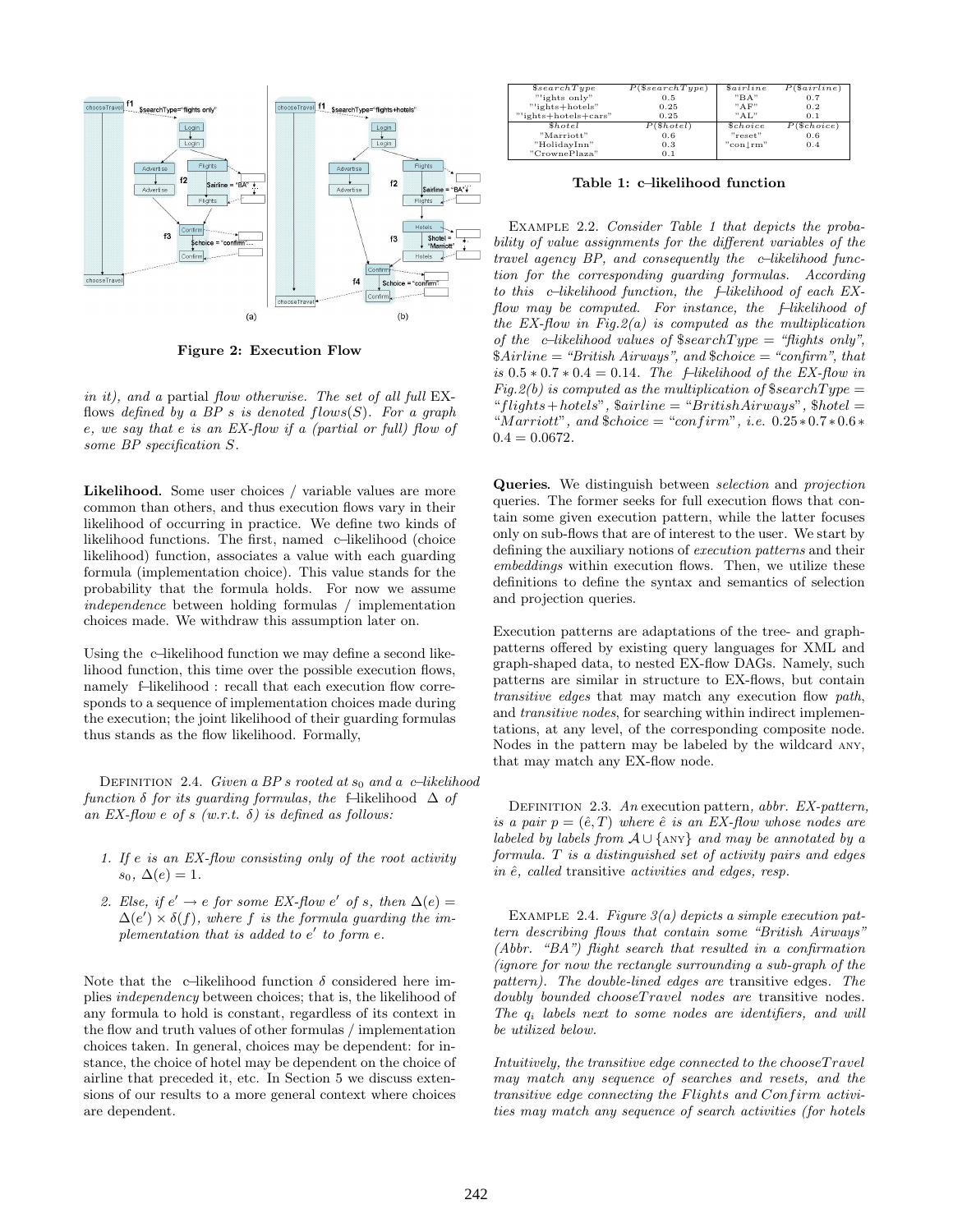Figure 2: Execution Flow

*in it), and a* partial *flow otherwise. The set of all full* EX-flows *defined by a BP s is denoted flows(S). For a graph e, we say that e is an EX-flow if a (partial or full) flow of some BP specification S.*

**Likelihood.** Some user choices / variable values are more common than others, and thus execution flows vary in their likelihood of occurring in practice. We define two kinds of likelihood functions. The first, named c–likelihood (choice likelihood) function, associates a value with each guarding formula (implementation choice). This value stands for the probability that the formula holds. For now we assume *independence* between holding formulas / implementation choices made. We withdraw this assumption later on.

Using the c–likelihood function we may define a second likelihood function, this time over the possible execution flows, namely f–likelihood : recall that each execution flow corresponds to a sequence of implementation choices made during the execution; the joint likelihood of their guarding formulas thus stands as the flow likelihood. Formally,

Definition 2.4. *Given a BP s rooted at $s_0$ and a c–likelihood function $\delta$ for its guarding formulas, the* f–likelihood $\Delta$ *of an EX-flow e of s (w.r.t. $\delta$) is defined as follows:*

1. *If e is an EX-flow consisting only of the root activity $s_0$, $\Delta(e) = 1$.*
2. *Else, if $e' \rightarrow e$ for some EX-flow $e'$ of s, then $\Delta(e) = \Delta(e') \times \delta(f)$, where f is the formula guarding the implementation that is added to $e'$ to form e.*

Note that the c–likelihood function $\delta$ considered here implies *independency* between choices; that is, the likelihood of any formula to hold is constant, regardless of its context in the flow and truth values of other formulas / implementation choices taken. In general, choices may be dependent: for instance, the choice of hotel may be dependent on the choice of airline that preceded it, etc. In Section 5 we discuss extensions of our results to a more general context where choices are dependent.

| $searchType | P($searchType) | $airline | P($airline) |
|---|---|---|---|
| "flights only" | 0.5 | "BA" | 0.7 |
| "flights+hotels" | 0.25 | "AF" | 0.2 |
| "flights+hotels+cars" | 0.25 | "AL" | 0.1 |
| **$hotel** | **P($hotel)** | **$choice** | **P($choice)** |
| "Marriott" | 0.6 | "reset" | 0.6 |
| "HolidayInn" | 0.3 | "confirm" | 0.4 |
| "CrownePlaza" | 0.1 | | |

**Table 1: c–likelihood function**

Example 2.2. *Consider Table 1 that depicts the probability of value assignments for the different variables of the travel agency BP, and consequently the c–likelihood function for the corresponding guarding formulas. According to this c–likelihood function, the f–likelihood of each EX-flow may be computed. For instance, the f–likelihood of the EX-flow in Fig.2(a) is computed as the multiplication of the c–likelihood values of \$searchType = "flights only", \$Airline = "British Airways", and \$choice = "confirm", that is $0.5 * 0.7 * 0.4 = 0.14$. The f–likelihood of the EX-flow in Fig.2(b) is computed as the multiplication of \$searchType = "flights+hotels", \$airline = "BritishAirways", \$hotel = "Marriott", and \$choice = "confirm", i.e. $0.25 * 0.7 * 0.6 * 0.4 = 0.0672$.*

**Queries.** We distinguish between *selection* and *projection* queries. The former seeks for full execution flows that contain some given execution pattern, while the latter focuses only on sub-flows that are of interest to the user. We start by defining the auxiliary notions of *execution patterns* and their *embeddings* within execution flows. Then, we utilize these definitions to define the syntax and semantics of selection and projection queries.

Execution patterns are adaptations of the tree- and graph-patterns offered by existing query languages for XML and graph-shaped data, to nested EX-flow DAGs. Namely, such patterns are similar in structure to EX-flows, but contain *transitive edges* that may match any execution flow *path*, and *transitive nodes*, for searching within indirect implementations, at any level, of the corresponding composite node. Nodes in the pattern may be labeled by the wildcard ANY, that may match any EX-flow node.

Definition 2.3. *An* execution pattern*, abbr. EX-pattern, is a pair $p = (\hat{e}, T)$ where $\hat{e}$ is an EX-flow whose nodes are labeled by labels from $\mathcal{A} \cup \{\text{ANY}\}$ and may be annotated by a formula. T is a distinguished set of activity pairs and edges in $\hat{e}$, called* transitive *activities and edges, resp.*

Example 2.4. *Figure 3(a) depicts a simple execution pattern describing flows that contain some "British Airways" (Abbr. "BA") flight search that resulted in a confirmation (ignore for now the rectangle surrounding a sub-graph of the pattern). The double-lined edges are* transitive *edges. The doubly bounded chooseTravel nodes are* transitive *nodes. The $q_i$ labels next to some nodes are identifiers, and will be utilized below.*

*Intuitively, the transitive edge connected to the chooseTravel may match any sequence of searches and resets, and the transitive edge connecting the Flights and Confirm activities may match any sequence of search activities (for hotels*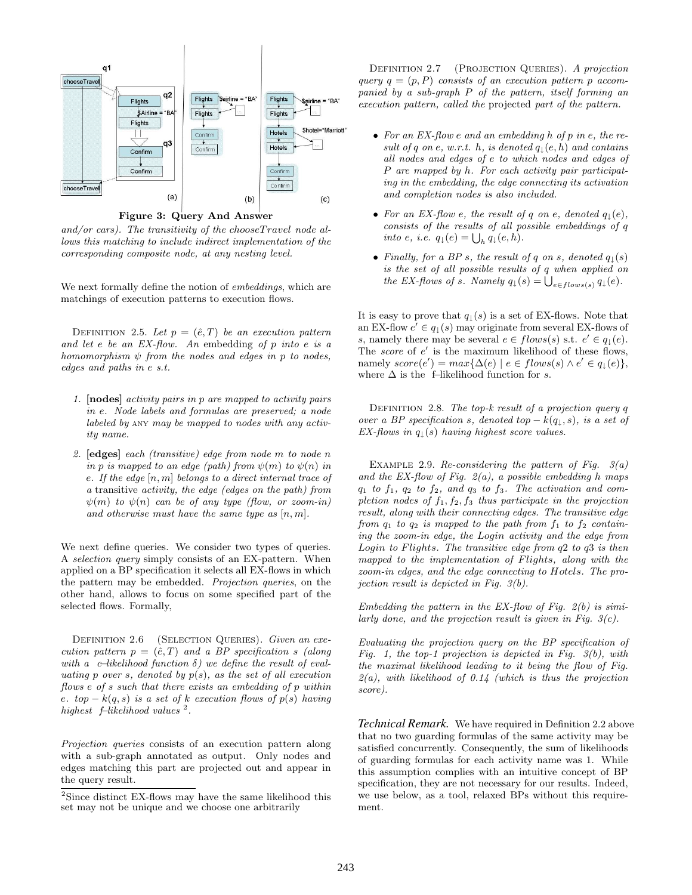Figure 3: Query And Answer

*and/or cars). The transitivity of the chooseTravel node allows this matching to include indirect implementation of the corresponding composite node, at any nesting level.*

We next formally define the notion of *embeddings*, which are matchings of execution patterns to execution flows.

Definition 2.5. *Let $p = (\hat{e}, T)$ be an execution pattern and let $e$ be an EX-flow. An* embedding *of $p$ into $e$ is a homomorphism $\psi$ from the nodes and edges in $p$ to nodes, edges and paths in $e$ s.t.*

1. **[nodes]** *activity pairs in $p$ are mapped to activity pairs in $e$. Node labels and formulas are preserved; a node labeled by* ANY *may be mapped to nodes with any activity name.*
2. **[edges]** *each (transitive) edge from node $m$ to node $n$ in $p$ is mapped to an edge (path) from $\psi(m)$ to $\psi(n)$ in $e$. If the edge $[n, m]$ belongs to a direct internal trace of a* transitive *activity, the edge (edges on the path) from $\psi(m)$ to $\psi(n)$ can be of any type (flow, or zoom-in) and otherwise must have the same type as $[n, m]$.*

We next define queries. We consider two types of queries. A *selection query* simply consists of an EX-pattern. When applied on a BP specification it selects all EX-flows in which the pattern may be embedded. *Projection queries*, on the other hand, allows to focus on some specified part of the selected flows. Formally,

Definition 2.6 (Selection Queries). *Given an execution pattern $p = (\hat{e}, T)$ and a BP specification $s$ (along with a c–likelihood function $\delta$) we define the result of evaluating $p$ over $s$, denoted by $p(s)$, as the set of all execution flows $e$ of $s$ such that there exists an embedding of $p$ within $e$. $top - k(q, s)$ is a set of $k$ execution flows of $p(s)$ having highest f–likelihood values* [2].

*Projection queries* consists of an execution pattern along with a sub-graph annotated as output. Only nodes and edges matching this part are projected out and appear in the query result.

[2]Since distinct EX-flows may have the same likelihood this set may not be unique and we choose one arbitrarily

Definition 2.7 (Projection Queries). *A projection query $q = (p, P)$ consists of an execution pattern $p$ accompanied by a sub-graph $P$ of the pattern, itself forming an execution pattern, called the* projected part of the pattern.

- *For an EX-flow $e$ and an embedding $h$ of $p$ in $e$, the result of $q$ on $e$, w.r.t. $h$, is denoted $q_\downarrow(e, h)$ and contains all nodes and edges of $e$ to which nodes and edges of $P$ are mapped by $h$. For each activity pair participating in the embedding, the edge connecting its activation and completion nodes is also included.*
- *For an EX-flow $e$, the result of $q$ on $e$, denoted $q_\downarrow(e)$, consists of the results of all possible embeddings of $q$ into $e$, i.e. $q_\downarrow(e) = \bigcup_h q_\downarrow(e, h)$.*
- *Finally, for a BP $s$, the result of $q$ on $s$, denoted $q_\downarrow(s)$ is the set of all possible results of $q$ when applied on the EX-flows of $s$. Namely $q_\downarrow(s) = \bigcup_{e \in flows(s)} q_\downarrow(e)$.*

It is easy to prove that $q_\downarrow(s)$ is a set of EX-flows. Note that an EX-flow $e' \in q_\downarrow(s)$ may originate from several EX-flows of $s$, namely there may be several $e \in flows(s)$ s.t. $e' \in q_\downarrow(e)$. The *score* of $e'$ is the maximum likelihood of these flows, namely $score(e') = max\{\Delta(e) \mid e \in flows(s) \wedge e' \in q_\downarrow(e)\}$, where $\Delta$ is the f–likelihood function for $s$.

Definition 2.8. *The top-k result of a projection query $q$ over a BP specification $s$, denoted $top - k(q_\downarrow, s)$, is a set of EX-flows in $q_\downarrow(s)$ having highest score values.*

Example 2.9. *Re-considering the pattern of Fig. 3(a) and the EX-flow of Fig. 2(a), a possible embedding $h$ maps $q_1$ to $f_1$, $q_2$ to $f_2$, and $q_3$ to $f_3$. The activation and completion nodes of $f_1, f_2, f_3$ thus participate in the projection result, along with their connecting edges. The transitive edge from $q_1$ to $q_2$ is mapped to the path from $f_1$ to $f_2$ containing the zoom-in edge, the Login activity and the edge from Login to Flights. The transitive edge from q2 to q3 is then mapped to the implementation of Flights, along with the zoom-in edges, and the edge connecting to Hotels. The projection result is depicted in Fig. 3(b).*

*Embedding the pattern in the EX-flow of Fig. 2(b) is similarly done, and the projection result is given in Fig. 3(c).*

*Evaluating the projection query on the BP specification of Fig. 1, the top-1 projection is depicted in Fig. 3(b), with the maximal likelihood leading to it being the flow of Fig. 2(a), with likelihood of 0.14 (which is thus the projection score).*

***Technical Remark.*** We have required in Definition 2.2 above that no two guarding formulas of the same activity may be satisfied concurrently. Consequently, the sum of likelihoods of guarding formulas for each activity name was 1. While this assumption complies with an intuitive concept of BP specification, they are not necessary for our results. Indeed, we use below, as a tool, relaxed BPs without this requirement.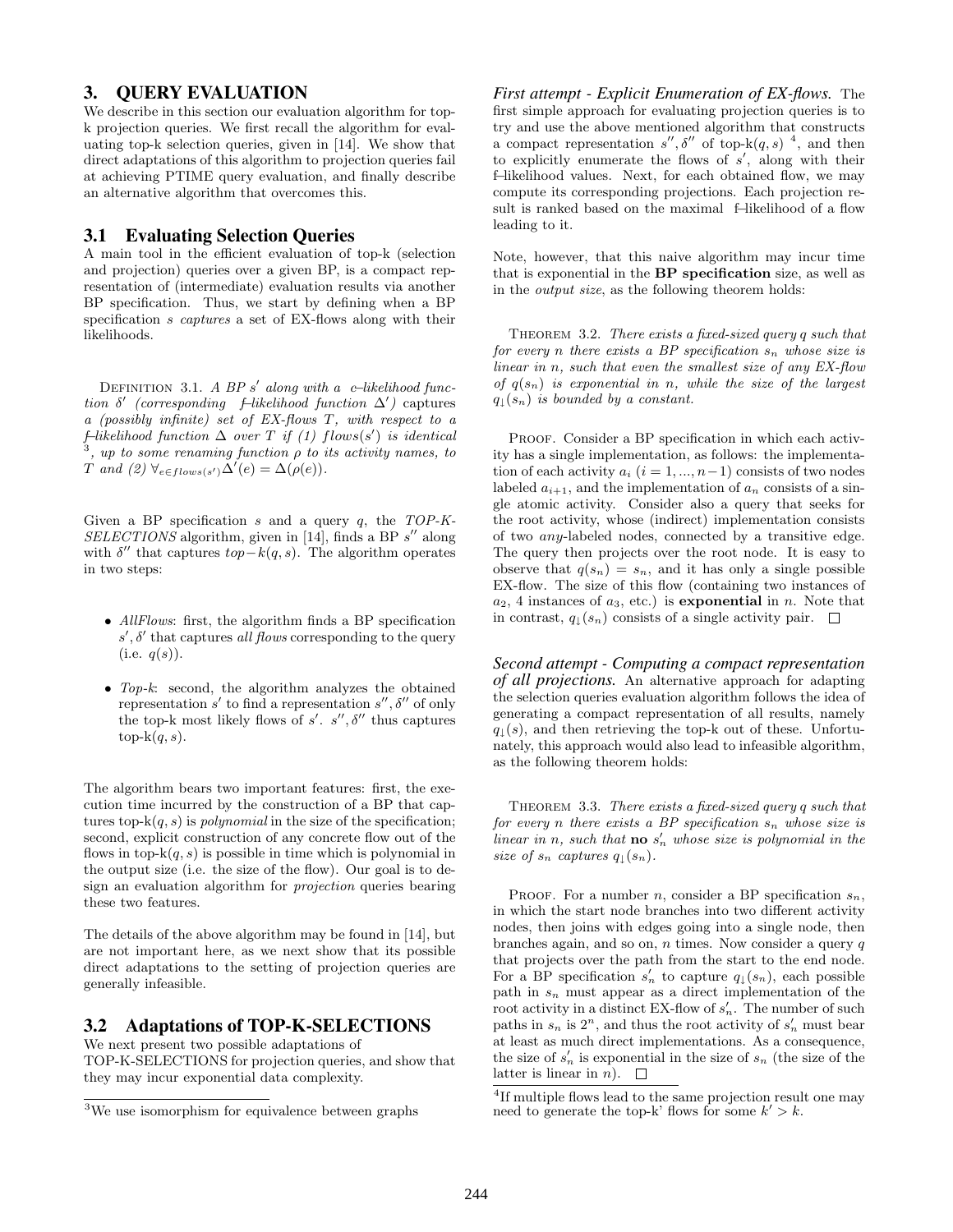## 3. QUERY EVALUATION

We describe in this section our evaluation algorithm for top-k projection queries. We first recall the algorithm for evaluating top-k selection queries, given in [14]. We show that direct adaptations of this algorithm to projection queries fail at achieving PTIME query evaluation, and finally describe an alternative algorithm that overcomes this.

### 3.1 Evaluating Selection Queries

A main tool in the efficient evaluation of top-k (selection and projection) queries over a given BP, is a compact representation of (intermediate) evaluation results via another BP specification. Thus, we start by defining when a BP specification $s$ *captures* a set of EX-flows along with their likelihoods.

DEFINITION 3.1. *A BP $s'$ along with a c–likelihood function $\delta'$ (corresponding f–likelihood function $\Delta'$)* captures *a (possibly infinite) set of EX-flows $T$, with respect to a f–likelihood function $\Delta$ over $T$ if (1) $flows(s')$ is identical [3], up to some renaming function $\rho$ to its activity names, to $T$ and (2) $\forall_{e \in flows(s')} \Delta'(e) = \Delta(\rho(e))$.*

Given a BP specification $s$ and a query $q$, the *TOP-K-SELECTIONS* algorithm, given in [14], finds a BP $s''$ along with $\delta''$ that captures $top-k(q, s)$. The algorithm operates in two steps:

- *AllFlows*: first, the algorithm finds a BP specification $s', \delta'$ that captures *all flows* corresponding to the query (i.e. $q(s)$).
- *Top-k*: second, the algorithm analyzes the obtained representation $s'$ to find a representation $s'', \delta''$ of only the top-k most likely flows of $s'$. $s'', \delta''$ thus captures top-k$(q, s)$.

The algorithm bears two important features: first, the execution time incurred by the construction of a BP that captures top-k$(q, s)$ is *polynomial* in the size of the specification; second, explicit construction of any concrete flow out of the flows in top-k$(q, s)$ is possible in time which is polynomial in the output size (i.e. the size of the flow). Our goal is to design an evaluation algorithm for *projection* queries bearing these two features.

The details of the above algorithm may be found in [14], but are not important here, as we next show that its possible direct adaptations to the setting of projection queries are generally infeasible.

### 3.2 Adaptations of TOP-K-SELECTIONS

We next present two possible adaptations of TOP-K-SELECTIONS for projection queries, and show that they may incur exponential data complexity.

[3] We use isomorphism for equivalence between graphs

***First attempt - Explicit Enumeration of EX-flows.*** The first simple approach for evaluating projection queries is to try and use the above mentioned algorithm that constructs a compact representation $s'', \delta''$ of top-k$(q, s)$ [4], and then to explicitly enumerate the flows of $s'$, along with their f–likelihood values. Next, for each obtained flow, we may compute its corresponding projections. Each projection result is ranked based on the maximal f–likelihood of a flow leading to it.

Note, however, that this naive algorithm may incur time that is exponential in the **BP specification** size, as well as in the *output size*, as the following theorem holds:

THEOREM 3.2. *There exists a fixed-sized query $q$ such that for every $n$ there exists a BP specification $s_n$ whose size is linear in $n$, such that even the smallest size of any EX-flow of $q(s_n)$ is exponential in $n$, while the size of the largest $q_{\downarrow}(s_n)$ is bounded by a constant.*

PROOF. Consider a BP specification in which each activity has a single implementation, as follows: the implementation of each activity $a_i$ ($i = 1, ..., n-1$) consists of two nodes labeled $a_{i+1}$, and the implementation of $a_n$ consists of a single atomic activity. Consider also a query that seeks for the root activity, whose (indirect) implementation consists of two *any*-labeled nodes, connected by a transitive edge. The query then projects over the root node. It is easy to observe that $q(s_n) = s_n$, and it has only a single possible EX-flow. The size of this flow (containing two instances of $a_2$, 4 instances of $a_3$, etc.) is **exponential** in $n$. Note that in contrast, $q_{\downarrow}(s_n)$ consists of a single activity pair. □

***Second attempt - Computing a compact representation of all projections.*** An alternative approach for adapting the selection queries evaluation algorithm follows the idea of generating a compact representation of all results, namely $q_{\downarrow}(s)$, and then retrieving the top-k out of these. Unfortunately, this approach would also lead to infeasible algorithm, as the following theorem holds:

THEOREM 3.3. *There exists a fixed-sized query $q$ such that for every $n$ there exists a BP specification $s_n$ whose size is linear in $n$, such that* **no** *$s'_n$ whose size is polynomial in the size of $s_n$ captures $q_{\downarrow}(s_n)$.*

PROOF. For a number $n$, consider a BP specification $s_n$, in which the start node branches into two different activity nodes, then joins with edges going into a single node, then branches again, and so on, $n$ times. Now consider a query $q$ that projects over the path from the start to the end node. For a BP specification $s'_n$ to capture $q_{\downarrow}(s_n)$, each possible path in $s_n$ must appear as a direct implementation of the root activity in a distinct EX-flow of $s'_n$. The number of such paths in $s_n$ is $2^n$, and thus the root activity of $s'_n$ must bear at least as much direct implementations. As a consequence, the size of $s'_n$ is exponential in the size of $s_n$ (the size of the latter is linear in $n$). □

[4] If multiple flows lead to the same projection result one may need to generate the top-k' flows for some $k' > k$.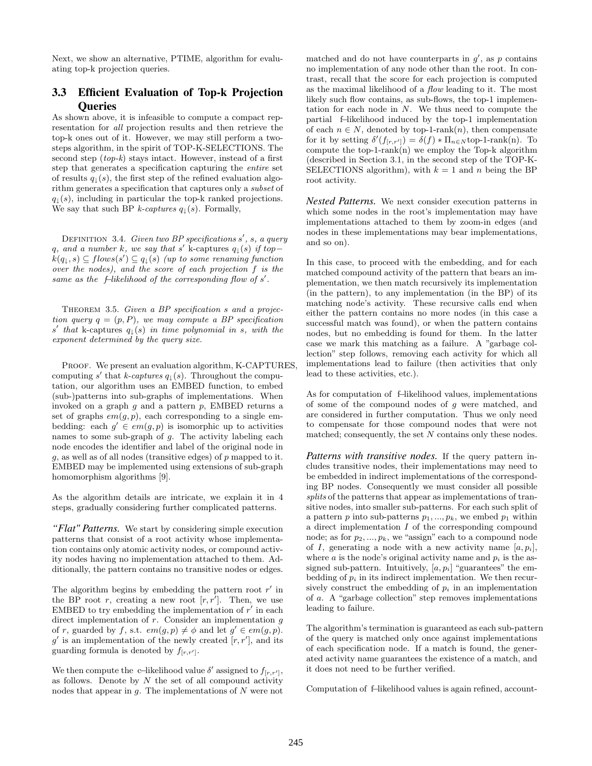Next, we show an alternative, PTIME, algorithm for evaluating top-k projection queries.

## 3.3 Efficient Evaluation of Top-k Projection Queries

As shown above, it is infeasible to compute a compact representation for *all* projection results and then retrieve the top-k ones out of it. However, we may still perform a two-steps algorithm, in the spirit of TOP-K-SELECTIONS. The second step (*top-k*) stays intact. However, instead of a first step that generates a specification capturing the *entire* set of results $q_{\downarrow}(s)$, the first step of the refined evaluation algorithm generates a specification that captures only a *subset* of $q_{\downarrow}(s)$, including in particular the top-k ranked projections. We say that such BP *k-captures* $q_{\downarrow}(s)$. Formally,

Definition 3.4. *Given two BP specifications $s'$, $s$, a query $q$, and a number $k$, we say that $s'$* k-captures *$q_{\downarrow}(s)$ if $top-k(q_{\downarrow}, s) \subseteq flows(s') \subseteq q_{\downarrow}(s)$ (up to some renaming function over the nodes), and the score of each projection $f$ is the same as the f–likelihood of the corresponding flow of $s'$.*

Theorem 3.5. *Given a BP specification $s$ and a projection query $q = (p, P)$, we may compute a BP specification $s'$ that* k-captures *$q_{\downarrow}(s)$ in time polynomial in $s$, with the exponent determined by the query size.*

Proof. We present an evaluation algorithm, K-CAPTURES, computing $s'$ that *k-captures* $q_{\downarrow}(s)$. Throughout the computation, our algorithm uses an EMBED function, to embed (sub-)patterns into sub-graphs of implementations. When invoked on a graph $g$ and a pattern $p$, EMBED returns a set of graphs $em(g, p)$, each corresponding to a single embedding: each $g' \in em(g, p)$ is isomorphic up to activities names to some sub-graph of $g$. The activity labeling each node encodes the identifier and label of the original node in $g$, as well as of all nodes (transitive edges) of $p$ mapped to it. EMBED may be implemented using extensions of sub-graph homomorphism algorithms [9].

As the algorithm details are intricate, we explain it in 4 steps, gradually considering further complicated patterns.

***"Flat" Patterns.*** We start by considering simple execution patterns that consist of a root activity whose implementation contains only atomic activity nodes, or compound activity nodes having no implementation attached to them. Additionally, the pattern contains no transitive nodes or edges.

The algorithm begins by embedding the pattern root $r'$ in the BP root $r$, creating a new root $[r, r']$. Then, we use EMBED to try embedding the implementation of $r'$ in each direct implementation of $r$. Consider an implementation $g$ of $r$, guarded by $f$, s.t. $em(g, p) \neq \phi$ and let $g' \in em(g, p)$. $g'$ is an implementation of the newly created $[r, r']$, and its guarding formula is denoted by $f_{[r,r']}$.

We then compute the c–likelihood value $\delta'$ assigned to $f_{[r,r']}$, as follows. Denote by $N$ the set of all compound activity nodes that appear in $g$. The implementations of $N$ were not matched and do not have counterparts in $g'$, as $p$ contains no implementation of any node other than the root. In contrast, recall that the score for each projection is computed as the maximal likelihood of a *flow* leading to it. The most likely such flow contains, as sub-flows, the top-1 implementation for each node in $N$. We thus need to compute the partial f–likelihood induced by the top-1 implementation of each $n \in N$, denoted by top-1-rank($n$), then compensate for it by setting $\delta'(f_{[r,r']}) = \delta(f) * \Pi_{n \in N}$top-1-rank(n). To compute the top-1-rank(n) we employ the Top-k algorithm (described in Section 3.1, in the second step of the TOP-K-SELECTIONS algorithm), with $k = 1$ and $n$ being the BP root activity.

***Nested Patterns.*** We next consider execution patterns in which some nodes in the root's implementation may have implementations attached to them by zoom-in edges (and nodes in these implementations may bear implementations, and so on).

In this case, to proceed with the embedding, and for each matched compound activity of the pattern that bears an implementation, we then match recursively its implementation (in the pattern), to any implementation (in the BP) of its matching node's activity. These recursive calls end when either the pattern contains no more nodes (in this case a successful match was found), or when the pattern contains nodes, but no embedding is found for them. In the latter case we mark this matching as a failure. A "garbage collection" step follows, removing each activity for which all implementations lead to failure (then activities that only lead to these activities, etc.).

As for computation of f–likelihood values, implementations of some of the compound nodes of $g$ were matched, and are considered in further computation. Thus we only need to compensate for those compound nodes that were not matched; consequently, the set $N$ contains only these nodes.

***Patterns with transitive nodes.*** If the query pattern includes transitive nodes, their implementations may need to be embedded in indirect implementations of the corresponding BP nodes. Consequently we must consider all possible *splits* of the patterns that appear as implementations of transitive nodes, into smaller sub-patterns. For each such split of a pattern $p$ into sub-patterns $p_1, ..., p_k$, we embed $p_1$ within a direct implementation $I$ of the corresponding compound node; as for $p_2, ..., p_k$, we "assign" each to a compound node of $I$, generating a node with a new activity name $[a, p_i]$, where $a$ is the node's original activity name and $p_i$ is the assigned sub-pattern. Intuitively, $[a, p_i]$ "guarantees" the embedding of $p_i$ in its indirect implementation. We then recursively construct the embedding of $p_i$ in an implementation of $a$. A "garbage collection" step removes implementations leading to failure.

The algorithm's termination is guaranteed as each sub-pattern of the query is matched only once against implementations of each specification node. If a match is found, the generated activity name guarantees the existence of a match, and it does not need to be further verified.

Computation of f–likelihood values is again refined, account-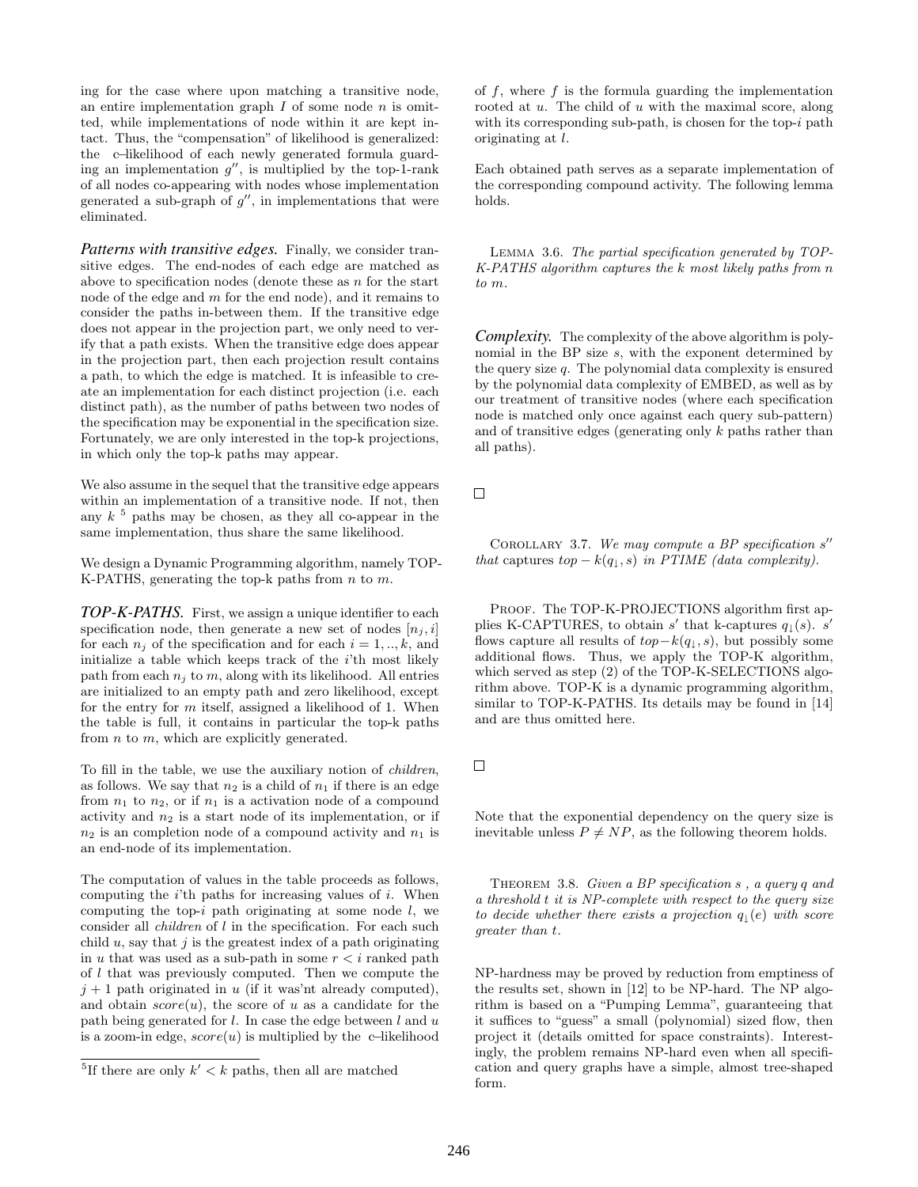ing for the case where upon matching a transitive node, an entire implementation graph $I$ of some node $n$ is omitted, while implementations of node within it are kept intact. Thus, the "compensation" of likelihood is generalized: the c–likelihood of each newly generated formula guarding an implementation $g''$, is multiplied by the top-1-rank of all nodes co-appearing with nodes whose implementation generated a sub-graph of $g''$, in implementations that were eliminated.

***Patterns with transitive edges.*** Finally, we consider transitive edges. The end-nodes of each edge are matched as above to specification nodes (denote these as $n$ for the start node of the edge and $m$ for the end node), and it remains to consider the paths in-between them. If the transitive edge does not appear in the projection part, we only need to verify that a path exists. When the transitive edge does appear in the projection part, then each projection result contains a path, to which the edge is matched. It is infeasible to create an implementation for each distinct projection (i.e. each distinct path), as the number of paths between two nodes of the specification may be exponential in the specification size. Fortunately, we are only interested in the top-k projections, in which only the top-k paths may appear.

We also assume in the sequel that the transitive edge appears within an implementation of a transitive node. If not, then any $k$ [5] paths may be chosen, as they all co-appear in the same implementation, thus share the same likelihood.

We design a Dynamic Programming algorithm, namely TOP-K-PATHS, generating the top-k paths from $n$ to $m$.

***TOP-K-PATHS.*** First, we assign a unique identifier to each specification node, then generate a new set of nodes $[n_j, i]$ for each $n_j$ of the specification and for each $i = 1, .., k$, and initialize a table which keeps track of the $i$'th most likely path from each $n_j$ to $m$, along with its likelihood. All entries are initialized to an empty path and zero likelihood, except for the entry for $m$ itself, assigned a likelihood of 1. When the table is full, it contains in particular the top-k paths from $n$ to $m$, which are explicitly generated.

To fill in the table, we use the auxiliary notion of *children*, as follows. We say that $n_2$ is a child of $n_1$ if there is an edge from $n_1$ to $n_2$, or if $n_1$ is a activation node of a compound activity and $n_2$ is a start node of its implementation, or if $n_2$ is an completion node of a compound activity and $n_1$ is an end-node of its implementation.

The computation of values in the table proceeds as follows, computing the $i$'th paths for increasing values of $i$. When computing the top-$i$ path originating at some node $l$, we consider all *children* of $l$ in the specification. For each such child $u$, say that $j$ is the greatest index of a path originating in $u$ that was used as a sub-path in some $r < i$ ranked path of $l$ that was previously computed. Then we compute the $j + 1$ path originated in $u$ (if it was'nt already computed), and obtain $score(u)$, the score of $u$ as a candidate for the path being generated for $l$. In case the edge between $l$ and $u$ is a zoom-in edge, $score(u)$ is multiplied by the c–likelihood of $f$, where $f$ is the formula guarding the implementation rooted at $u$. The child of $u$ with the maximal score, along with its corresponding sub-path, is chosen for the top-$i$ path originating at $l$.

[5] If there are only $k' < k$ paths, then all are matched

Each obtained path serves as a separate implementation of the corresponding compound activity. The following lemma holds.

LEMMA 3.6. *The partial specification generated by TOP-K-PATHS algorithm captures the $k$ most likely paths from $n$ to $m$.*

***Complexity.*** The complexity of the above algorithm is polynomial in the BP size $s$, with the exponent determined by the query size $q$. The polynomial data complexity is ensured by the polynomial data complexity of EMBED, as well as by our treatment of transitive nodes (where each specification node is matched only once against each query sub-pattern) and of transitive edges (generating only $k$ paths rather than all paths).

□

COROLLARY 3.7. *We may compute a BP specification $s''$ that* captures *$top - k(q_{\downarrow}, s)$ in PTIME (data complexity).*

PROOF. The TOP-K-PROJECTIONS algorithm first applies K-CAPTURES, to obtain $s'$ that k-captures $q_{\downarrow}(s)$. $s'$ flows capture all results of $top-k(q_{\downarrow}, s)$, but possibly some additional flows. Thus, we apply the TOP-K algorithm, which served as step (2) of the TOP-K-SELECTIONS algorithm above. TOP-K is a dynamic programming algorithm, similar to TOP-K-PATHS. Its details may be found in [14] and are thus omitted here.

□

Note that the exponential dependency on the query size is inevitable unless $P \neq NP$, as the following theorem holds.

THEOREM 3.8. *Given a BP specification $s$ , a query $q$ and a threshold $t$ it is NP-complete with respect to the query size to decide whether there exists a projection $q_{\downarrow}(e)$ with score greater than $t$.*

NP-hardness may be proved by reduction from emptiness of the results set, shown in [12] to be NP-hard. The NP algorithm is based on a "Pumping Lemma", guaranteeing that it suffices to "guess" a small (polynomial) sized flow, then project it (details omitted for space constraints). Interestingly, the problem remains NP-hard even when all specification and query graphs have a simple, almost tree-shaped form.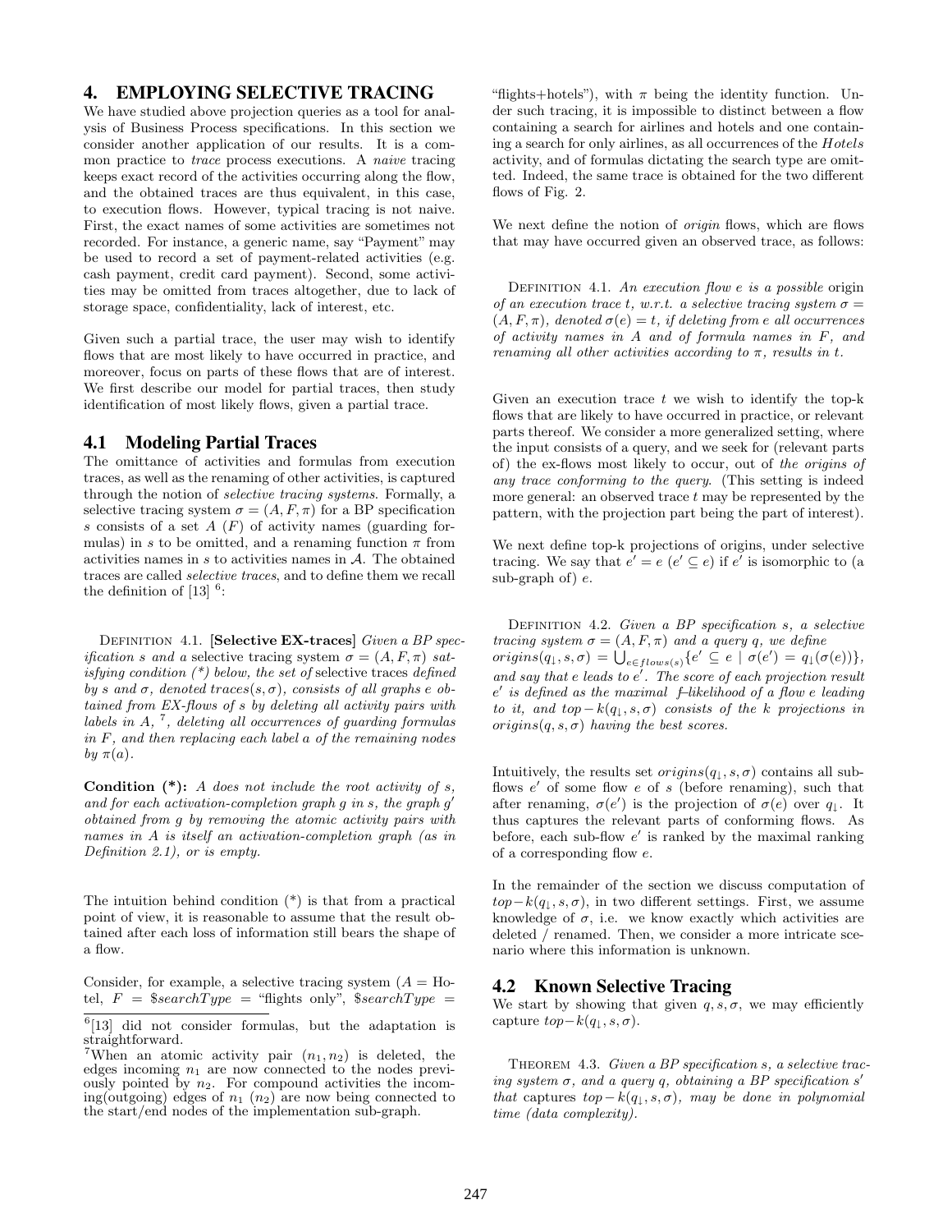## 4. EMPLOYING SELECTIVE TRACING

We have studied above projection queries as a tool for analysis of Business Process specifications. In this section we consider another application of our results. It is a common practice to *trace* process executions. A *naive* tracing keeps exact record of the activities occurring along the flow, and the obtained traces are thus equivalent, in this case, to execution flows. However, typical tracing is not naive. First, the exact names of some activities are sometimes not recorded. For instance, a generic name, say "Payment" may be used to record a set of payment-related activities (e.g. cash payment, credit card payment). Second, some activities may be omitted from traces altogether, due to lack of storage space, confidentiality, lack of interest, etc.

Given such a partial trace, the user may wish to identify flows that are most likely to have occurred in practice, and moreover, focus on parts of these flows that are of interest. We first describe our model for partial traces, then study identification of most likely flows, given a partial trace.

### 4.1 Modeling Partial Traces

The omittance of activities and formulas from execution traces, as well as the renaming of other activities, is captured through the notion of *selective tracing systems*. Formally, a selective tracing system $\sigma = (A, F, \pi)$ for a BP specification $s$ consists of a set $A$ ($F$) of activity names (guarding formulas) in $s$ to be omitted, and a renaming function $\pi$ from activities names in $s$ to activities names in $\mathcal{A}$. The obtained traces are called *selective traces*, and to define them we recall the definition of [13] [6]:

Definition 4.1. **[Selective EX-traces]** *Given a BP specification $s$ and a* selective tracing system $\sigma = (A, F, \pi)$ *satisfying condition (\*) below, the set of* selective traces *defined by $s$ and $\sigma$, denoted $traces(s, \sigma)$, consists of all graphs $e$ obtained from EX-flows of $s$ by deleting all activity pairs with labels in $A$,* [7]*, deleting all occurrences of guarding formulas in $F$, and then replacing each label $a$ of the remaining nodes by $\pi(a)$.*

**Condition (\*):** *A does not include the root activity of $s$, and for each activation-completion graph $g$ in $s$, the graph $g'$ obtained from $g$ by removing the atomic activity pairs with names in $A$ is itself an activation-completion graph (as in Definition 2.1), or is empty.*

The intuition behind condition (\*) is that from a practical point of view, it is reasonable to assume that the result obtained after each loss of information still bears the shape of a flow.

Consider, for example, a selective tracing system ($A$ = Hotel, $F$ = $searchType = "flights only", $searchType = "flights+hotels"), with $\pi$ being the identity function. Under such tracing, it is impossible to distinct between a flow containing a search for airlines and hotels and one containing a search for only airlines, as all occurrences of the *Hotels* activity, and of formulas dictating the search type are omitted. Indeed, the same trace is obtained for the two different flows of Fig. 2.

We next define the notion of *origin* flows, which are flows that may have occurred given an observed trace, as follows:

Definition 4.1. *An execution flow $e$ is a possible* origin *of an execution trace $t$, w.r.t. a selective tracing system $\sigma = (A, F, \pi)$, denoted $\sigma(e) = t$, if deleting from $e$ all occurrences of activity names in $A$ and of formula names in $F$, and renaming all other activities according to $\pi$, results in $t$.*

Given an execution trace $t$ we wish to identify the top-k flows that are likely to have occurred in practice, or relevant parts thereof. We consider a more generalized setting, where the input consists of a query, and we seek for (relevant parts of) the ex-flows most likely to occur, out of *the origins of any trace conforming to the query*. (This setting is indeed more general: an observed trace $t$ may be represented by the pattern, with the projection part being the part of interest).

We next define top-k projections of origins, under selective tracing. We say that $e' = e$ ($e' \subseteq e$) if $e'$ is isomorphic to (a sub-graph of) $e$.

Definition 4.2. *Given a BP specification $s$, a selective tracing system $\sigma = (A, F, \pi)$ and a query $q$, we define $origins(q_\downarrow, s, \sigma) = \bigcup_{e \in flows(s)} \{e' \subseteq e \mid \sigma(e') = q_\downarrow(\sigma(e))\}$, and say that $e$ leads to $e'$. The score of each projection result $e'$ is defined as the maximal $f$–likelihood of a flow $e$ leading to it, and $top-k(q_\downarrow, s, \sigma)$ consists of the $k$ projections in $origins(q, s, \sigma)$ having the best scores.*

Intuitively, the results set $origins(q_\downarrow, s, \sigma)$ contains all sub-flows $e'$ of some flow $e$ of $s$ (before renaming), such that after renaming, $\sigma(e')$ is the projection of $\sigma(e)$ over $q_\downarrow$. It thus captures the relevant parts of conforming flows. As before, each sub-flow $e'$ is ranked by the maximal ranking of a corresponding flow $e$.

In the remainder of the section we discuss computation of $top-k(q_\downarrow, s, \sigma)$, in two different settings. First, we assume knowledge of $\sigma$, i.e. we know exactly which activities are deleted / renamed. Then, we consider a more intricate scenario where this information is unknown.

### 4.2 Known Selective Tracing

We start by showing that given $q, s, \sigma$, we may efficiently capture $top-k(q_\downarrow, s, \sigma)$.

Theorem 4.3. *Given a BP specification $s$, a selective tracing system $\sigma$, and a query $q$, obtaining a BP specification $s'$ that captures $top-k(q_\downarrow, s, \sigma)$, may be done in polynomial time (data complexity).*

---

[6] [13] did not consider formulas, but the adaptation is straightforward.

[7] When an atomic activity pair $(n_1, n_2)$ is deleted, the edges incoming $n_1$ are now connected to the nodes previously pointed by $n_2$. For compound activities the incoming(outgoing) edges of $n_1$ ($n_2$) are now being connected to the start/end nodes of the implementation sub-graph.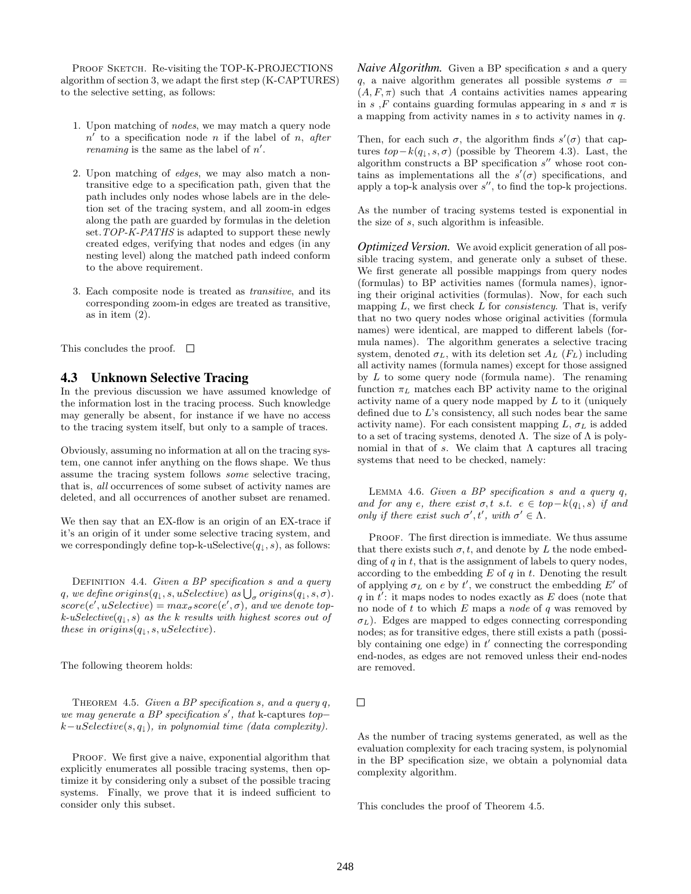Proof Sketch. Re-visiting the TOP-K-PROJECTIONS algorithm of section 3, we adapt the first step (K-CAPTURES) to the selective setting, as follows:

1. Upon matching of *nodes*, we may match a query node $n'$ to a specification node $n$ if the label of $n$, *after renaming* is the same as the label of $n'$.
2. Upon matching of *edges*, we may also match a non-transitive edge to a specification path, given that the path includes only nodes whose labels are in the deletion set of the tracing system, and all zoom-in edges along the path are guarded by formulas in the deletion set. *TOP-K-PATHS* is adapted to support these newly created edges, verifying that nodes and edges (in any nesting level) along the matched path indeed conform to the above requirement.
3. Each composite node is treated as *transitive*, and its corresponding zoom-in edges are treated as transitive, as in item (2).

This concludes the proof. □

## 4.3 Unknown Selective Tracing

In the previous discussion we have assumed knowledge of the information lost in the tracing process. Such knowledge may generally be absent, for instance if we have no access to the tracing system itself, but only to a sample of traces.

Obviously, assuming no information at all on the tracing system, one cannot infer anything on the flows shape. We thus assume the tracing system follows *some* selective tracing, that is, *all* occurrences of some subset of activity names are deleted, and all occurrences of another subset are renamed.

We then say that an EX-flow is an origin of an EX-trace if it's an origin of it under some selective tracing system, and we correspondingly define top-k-uSelective($q_\downarrow, s$), as follows:

Definition 4.4. *Given a BP specification $s$ and a query $q$, we define $origins(q_\downarrow, s, uSelective)$ as $\bigcup_\sigma origins(q_\downarrow, s, \sigma)$. $score(e', uSelective) = max_\sigma score(e', \sigma)$, and we denote top-k-uSelective($q_\downarrow, s$) as the $k$ results with highest scores out of these in $origins(q_\downarrow, s, uSelective)$.*

The following theorem holds:

Theorem 4.5. *Given a BP specification $s$, and a query $q$, we may generate a BP specification $s'$, that* k-captures *$top-k-uSelective(s, q_\downarrow)$, in polynomial time (data complexity).*

Proof. We first give a naive, exponential algorithm that explicitly enumerates all possible tracing systems, then optimize it by considering only a subset of the possible tracing systems. Finally, we prove that it is indeed sufficient to consider only this subset.

***Naive Algorithm.*** Given a BP specification $s$ and a query $q$, a naive algorithm generates all possible systems $\sigma = (A, F, \pi)$ such that $A$ contains activities names appearing in $s$ ,$F$ contains guarding formulas appearing in $s$ and $\pi$ is a mapping from activity names in $s$ to activity names in $q$.

Then, for each such $\sigma$, the algorithm finds $s'(\sigma)$ that captures $top-k(q_\downarrow, s, \sigma)$ (possible by Theorem 4.3). Last, the algorithm constructs a BP specification $s''$ whose root contains as implementations all the $s'(\sigma)$ specifications, and apply a top-k analysis over $s''$, to find the top-k projections.

As the number of tracing systems tested is exponential in the size of $s$, such algorithm is infeasible.

***Optimized Version.*** We avoid explicit generation of all possible tracing system, and generate only a subset of these. We first generate all possible mappings from query nodes (formulas) to BP activities names (formula names), ignoring their original activities (formulas). Now, for each such mapping $L$, we first check $L$ for *consistency*. That is, verify that no two query nodes whose original activities (formula names) were identical, are mapped to different labels (formula names). The algorithm generates a selective tracing system, denoted $\sigma_L$, with its deletion set $A_L$ ($F_L$) including all activity names (formula names) except for those assigned by $L$ to some query node (formula name). The renaming function $\pi_L$ matches each BP activity name to the original activity name of a query node mapped by $L$ to it (uniquely defined due to $L$'s consistency, all such nodes bear the same activity name). For each consistent mapping $L$, $\sigma_L$ is added to a set of tracing systems, denoted $\Lambda$. The size of $\Lambda$ is polynomial in that of $s$. We claim that $\Lambda$ captures all tracing systems that need to be checked, namely:

Lemma 4.6. *Given a BP specification $s$ and a query $q$, and for any $e$, there exist $\sigma, t$ s.t. $e \in top-k(q_\downarrow, s)$ if and only if there exist such $\sigma', t'$, with $\sigma' \in \Lambda$.*

Proof. The first direction is immediate. We thus assume that there exists such $\sigma, t$, and denote by $L$ the node embedding of $q$ in $t$, that is the assignment of labels to query nodes, according to the embedding $E$ of $q$ in $t$. Denoting the result of applying $\sigma_L$ on $e$ by $t'$, we construct the embedding $E'$ of $q$ in $t'$: it maps nodes to nodes exactly as $E$ does (note that no node of $t$ to which $E$ maps a *node* of $q$ was removed by $\sigma_L$). Edges are mapped to edges connecting corresponding nodes; as for transitive edges, there still exists a path (possibly containing one edge) in $t'$ connecting the corresponding end-nodes, as edges are not removed unless their end-nodes are removed.

□

As the number of tracing systems generated, as well as the evaluation complexity for each tracing system, is polynomial in the BP specification size, we obtain a polynomial data complexity algorithm.

This concludes the proof of Theorem 4.5.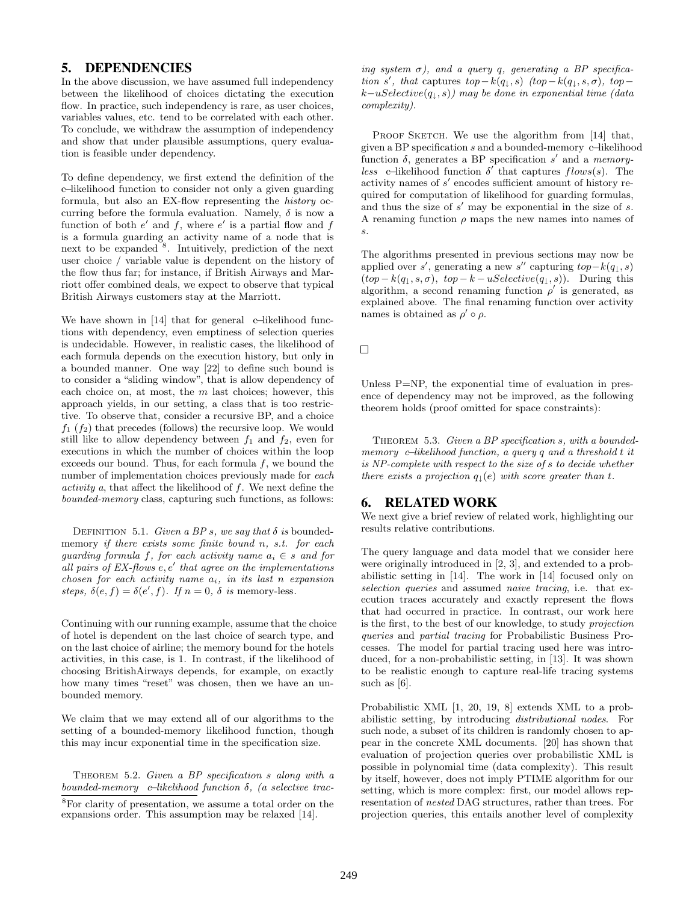## 5. DEPENDENCIES

In the above discussion, we have assumed full independency between the likelihood of choices dictating the execution flow. In practice, such independency is rare, as user choices, variables values, etc. tend to be correlated with each other. To conclude, we withdraw the assumption of independency and show that under plausible assumptions, query evaluation is feasible under dependency.

To define dependency, we first extend the definition of the c–likelihood function to consider not only a given guarding formula, but also an EX-flow representing the *history* occurring before the formula evaluation. Namely, $\delta$ is now a function of both $e'$ and $f$, where $e'$ is a partial flow and $f$ is a formula guarding an activity name of a node that is next to be expanded [8]. Intuitively, prediction of the next user choice / variable value is dependent on the history of the flow thus far; for instance, if British Airways and Marriott offer combined deals, we expect to observe that typical British Airways customers stay at the Marriott.

We have shown in [14] that for general c–likelihood functions with dependency, even emptiness of selection queries is undecidable. However, in realistic cases, the likelihood of each formula depends on the execution history, but only in a bounded manner. One way [22] to define such bound is to consider a "sliding window", that is allow dependency of each choice on, at most, the $m$ last choices; however, this approach yields, in our setting, a class that is too restrictive. To observe that, consider a recursive BP, and a choice $f_1$ ($f_2$) that precedes (follows) the recursive loop. We would still like to allow dependency between $f_1$ and $f_2$, even for executions in which the number of choices within the loop exceeds our bound. Thus, for each formula $f$, we bound the number of implementation choices previously made for *each activity* $a$, that affect the likelihood of $f$. We next define the *bounded-memory* class, capturing such functions, as follows:

Definition 5.1. *Given a BP $s$, we say that $\delta$ is* bounded-memory *if there exists some finite bound $n$, s.t. for each guarding formula $f$, for each activity name $a_i \in s$ and for all pairs of EX-flows $e, e'$ that agree on the implementations chosen for each activity name $a_i$, in its last $n$ expansion steps, $\delta(e, f) = \delta(e', f)$. If $n = 0$, $\delta$ is* memory-less.

Continuing with our running example, assume that the choice of hotel is dependent on the last choice of search type, and on the last choice of airline; the memory bound for the hotels activities, in this case, is 1. In contrast, if the likelihood of choosing BritishAirways depends, for example, on exactly how many times "reset" was chosen, then we have an unbounded memory.

We claim that we may extend all of our algorithms to the setting of a bounded-memory likelihood function, though this may incur exponential time in the specification size.

Theorem 5.2. *Given a BP specification $s$ along with a bounded-memory c–likelihood function $\delta$, (a selective tracing system $\sigma$), and a query $q$, generating a BP specification $s'$, that* captures *$top\!-\!k(q_\downarrow, s)$ ($top\!-\!k(q_\downarrow, s, \sigma)$, $top\!-\!k\!-\!uSelective(q_\downarrow, s)$) may be done in exponential time (data complexity).*

[8] For clarity of presentation, we assume a total order on the expansions order. This assumption may be relaxed [14].

Proof Sketch. We use the algorithm from [14] that, given a BP specification $s$ and a bounded-memory c–likelihood function $\delta$, generates a BP specification $s'$ and a *memory-less* c–likelihood function $\delta'$ that captures $flows(s)$. The activity names of $s'$ encodes sufficient amount of history required for computation of likelihood for guarding formulas, and thus the size of $s'$ may be exponential in the size of $s$. A renaming function $\rho$ maps the new names into names of $s$.

The algorithms presented in previous sections may now be applied over $s'$, generating a new $s''$ capturing $top\!-\!k(q_\downarrow, s)$ ($top\!-\!k(q_\downarrow, s, \sigma)$, $top\!-\!k\!-\!uSelective(q_\downarrow, s)$). During this algorithm, a second renaming function $\rho'$ is generated, as explained above. The final renaming function over activity names is obtained as $\rho' \circ \rho$.

□

Unless P=NP, the exponential time of evaluation in presence of dependency may not be improved, as the following theorem holds (proof omitted for space constraints):

Theorem 5.3. *Given a BP specification $s$, with a bounded-memory c–likelihood function, a query $q$ and a threshold $t$ it is NP-complete with respect to the size of $s$ to decide whether there exists a projection $q_\downarrow(e)$ with score greater than $t$.*

## 6. RELATED WORK

We next give a brief review of related work, highlighting our results relative contributions.

The query language and data model that we consider here were originally introduced in [2, 3], and extended to a probabilistic setting in [14]. The work in [14] focused only on *selection queries* and assumed *naive tracing*, i.e. that execution traces accurately and exactly represent the flows that had occurred in practice. In contrast, our work here is the first, to the best of our knowledge, to study *projection queries* and *partial tracing* for Probabilistic Business Processes. The model for partial tracing used here was introduced, for a non-probabilistic setting, in [13]. It was shown to be realistic enough to capture real-life tracing systems such as [6].

Probabilistic XML [1, 20, 19, 8] extends XML to a probabilistic setting, by introducing *distributional nodes*. For such node, a subset of its children is randomly chosen to appear in the concrete XML documents. [20] has shown that evaluation of projection queries over probabilistic XML is possible in polynomial time (data complexity). This result by itself, however, does not imply PTIME algorithm for our setting, which is more complex: first, our model allows representation of *nested* DAG structures, rather than trees. For projection queries, this entails another level of complexity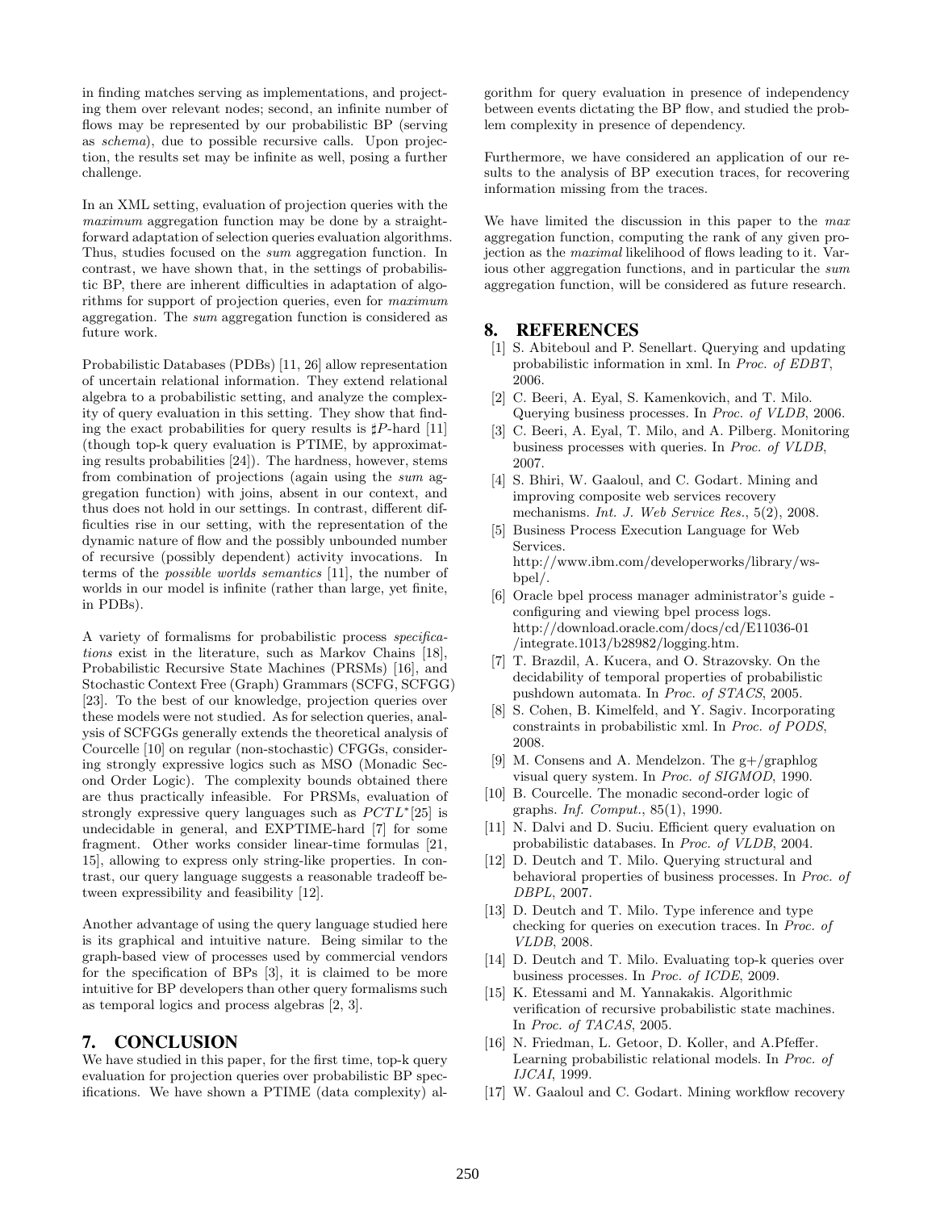in finding matches serving as implementations, and projecting them over relevant nodes; second, an infinite number of flows may be represented by our probabilistic BP (serving as *schema*), due to possible recursive calls. Upon projection, the results set may be infinite as well, posing a further challenge.

In an XML setting, evaluation of projection queries with the *maximum* aggregation function may be done by a straightforward adaptation of selection queries evaluation algorithms. Thus, studies focused on the *sum* aggregation function. In contrast, we have shown that, in the settings of probabilistic BP, there are inherent difficulties in adaptation of algorithms for support of projection queries, even for *maximum* aggregation. The *sum* aggregation function is considered as future work.

Probabilistic Databases (PDBs) [11, 26] allow representation of uncertain relational information. They extend relational algebra to a probabilistic setting, and analyze the complexity of query evaluation in this setting. They show that finding the exact probabilities for query results is $\sharp P$-hard [11] (though top-k query evaluation is PTIME, by approximating results probabilities [24]). The hardness, however, stems from combination of projections (again using the *sum* aggregation function) with joins, absent in our context, and thus does not hold in our settings. In contrast, different difficulties rise in our setting, with the representation of the dynamic nature of flow and the possibly unbounded number of recursive (possibly dependent) activity invocations. In terms of the *possible worlds semantics* [11], the number of worlds in our model is infinite (rather than large, yet finite, in PDBs).

A variety of formalisms for probabilistic process *specifications* exist in the literature, such as Markov Chains [18], Probabilistic Recursive State Machines (PRSMs) [16], and Stochastic Context Free (Graph) Grammars (SCFG, SCFGG) [23]. To the best of our knowledge, projection queries over these models were not studied. As for selection queries, analysis of SCFGGs generally extends the theoretical analysis of Courcelle [10] on regular (non-stochastic) CFGGs, considering strongly expressive logics such as MSO (Monadic Second Order Logic). The complexity bounds obtained there are thus practically infeasible. For PRSMs, evaluation of strongly expressive query languages such as $PCTL^*$[25] is undecidable in general, and EXPTIME-hard [7] for some fragment. Other works consider linear-time formulas [21, 15], allowing to express only string-like properties. In contrast, our query language suggests a reasonable tradeoff between expressibility and feasibility [12].

Another advantage of using the query language studied here is its graphical and intuitive nature. Being similar to the graph-based view of processes used by commercial vendors for the specification of BPs [3], it is claimed to be more intuitive for BP developers than other query formalisms such as temporal logics and process algebras [2, 3].

## 7. CONCLUSION

We have studied in this paper, for the first time, top-k query evaluation for projection queries over probabilistic BP specifications. We have shown a PTIME (data complexity) algorithm for query evaluation in presence of independency between events dictating the BP flow, and studied the problem complexity in presence of dependency.

Furthermore, we have considered an application of our results to the analysis of BP execution traces, for recovering information missing from the traces.

We have limited the discussion in this paper to the *max* aggregation function, computing the rank of any given projection as the *maximal* likelihood of flows leading to it. Various other aggregation functions, and in particular the *sum* aggregation function, will be considered as future research.

## 8. REFERENCES

- [1] S. Abiteboul and P. Senellart. Querying and updating probabilistic information in xml. In *Proc. of EDBT*, 2006.
- [2] C. Beeri, A. Eyal, S. Kamenkovich, and T. Milo. Querying business processes. In *Proc. of VLDB*, 2006.
- [3] C. Beeri, A. Eyal, T. Milo, and A. Pilberg. Monitoring business processes with queries. In *Proc. of VLDB*, 2007.
- [4] S. Bhiri, W. Gaaloul, and C. Godart. Mining and improving composite web services recovery mechanisms. *Int. J. Web Service Res.*, 5(2), 2008.
- [5] Business Process Execution Language for Web Services. http://www.ibm.com/developerworks/library/ws-bpel/.
- [6] Oracle bpel process manager administrator's guide - configuring and viewing bpel process logs. http://download.oracle.com/docs/cd/E11036-01 /integrate.1013/b28982/logging.htm.
- [7] T. Brazdil, A. Kucera, and O. Strazovsky. On the decidability of temporal properties of probabilistic pushdown automata. In *Proc. of STACS*, 2005.
- [8] S. Cohen, B. Kimelfeld, and Y. Sagiv. Incorporating constraints in probabilistic xml. In *Proc. of PODS*, 2008.
- [9] M. Consens and A. Mendelzon. The g+/graphlog visual query system. In *Proc. of SIGMOD*, 1990.
- [10] B. Courcelle. The monadic second-order logic of graphs. *Inf. Comput.*, 85(1), 1990.
- [11] N. Dalvi and D. Suciu. Efficient query evaluation on probabilistic databases. In *Proc. of VLDB*, 2004.
- [12] D. Deutch and T. Milo. Querying structural and behavioral properties of business processes. In *Proc. of DBPL*, 2007.
- [13] D. Deutch and T. Milo. Type inference and type checking for queries on execution traces. In *Proc. of VLDB*, 2008.
- [14] D. Deutch and T. Milo. Evaluating top-k queries over business processes. In *Proc. of ICDE*, 2009.
- [15] K. Etessami and M. Yannakakis. Algorithmic verification of recursive probabilistic state machines. In *Proc. of TACAS*, 2005.
- [16] N. Friedman, L. Getoor, D. Koller, and A.Pfeffer. Learning probabilistic relational models. In *Proc. of IJCAI*, 1999.
- [17] W. Gaaloul and C. Godart. Mining workflow recovery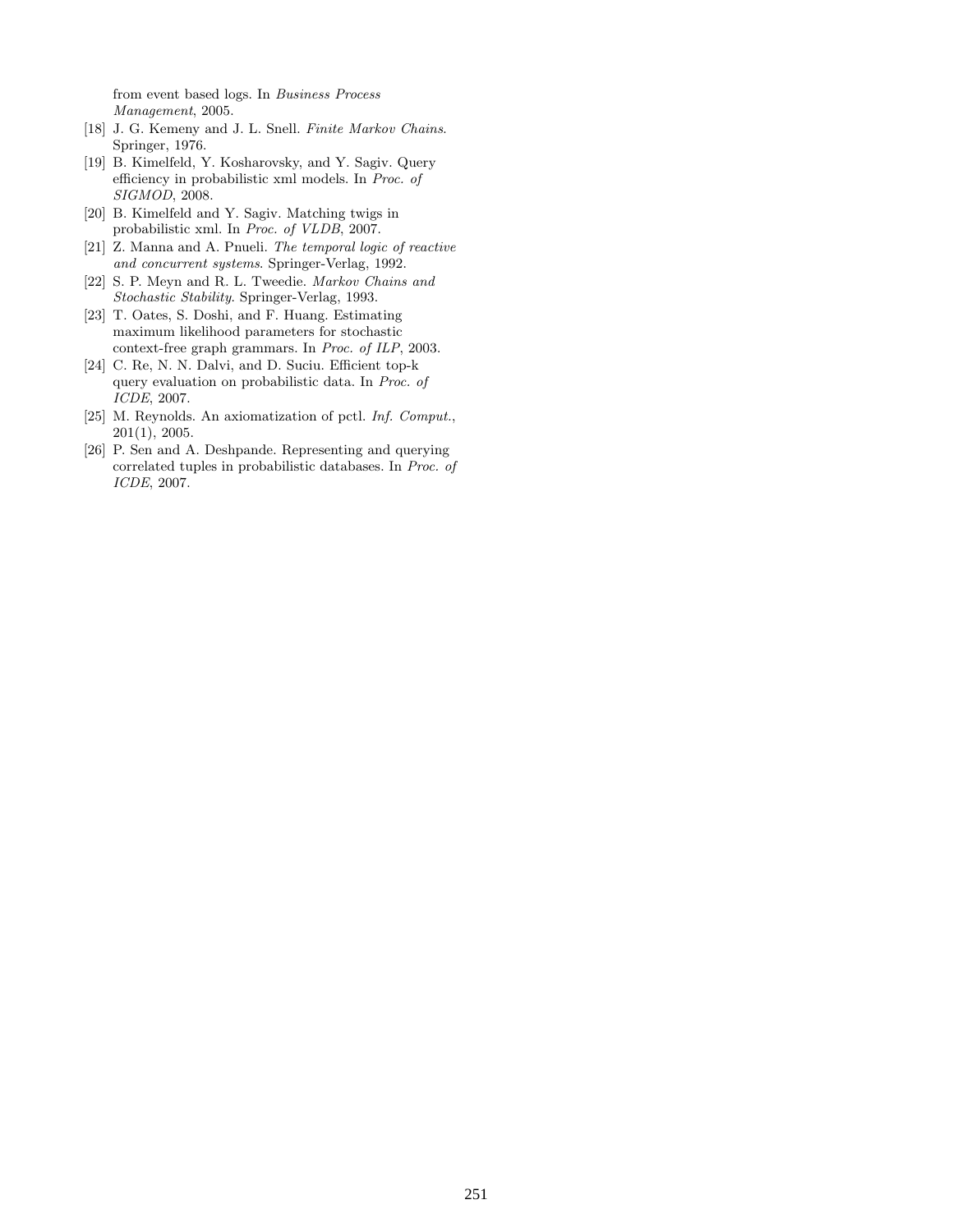from event based logs. In *Business Process Management*, 2005.

[18] J. G. Kemeny and J. L. Snell. *Finite Markov Chains*. Springer, 1976.

[19] B. Kimelfeld, Y. Kosharovsky, and Y. Sagiv. Query efficiency in probabilistic xml models. In *Proc. of SIGMOD*, 2008.

[20] B. Kimelfeld and Y. Sagiv. Matching twigs in probabilistic xml. In *Proc. of VLDB*, 2007.

[21] Z. Manna and A. Pnueli. *The temporal logic of reactive and concurrent systems*. Springer-Verlag, 1992.

[22] S. P. Meyn and R. L. Tweedie. *Markov Chains and Stochastic Stability*. Springer-Verlag, 1993.

[23] T. Oates, S. Doshi, and F. Huang. Estimating maximum likelihood parameters for stochastic context-free graph grammars. In *Proc. of ILP*, 2003.

[24] C. Re, N. N. Dalvi, and D. Suciu. Efficient top-k query evaluation on probabilistic data. In *Proc. of ICDE*, 2007.

[25] M. Reynolds. An axiomatization of pctl. *Inf. Comput.*, 201(1), 2005.

[26] P. Sen and A. Deshpande. Representing and querying correlated tuples in probabilistic databases. In *Proc. of ICDE*, 2007.